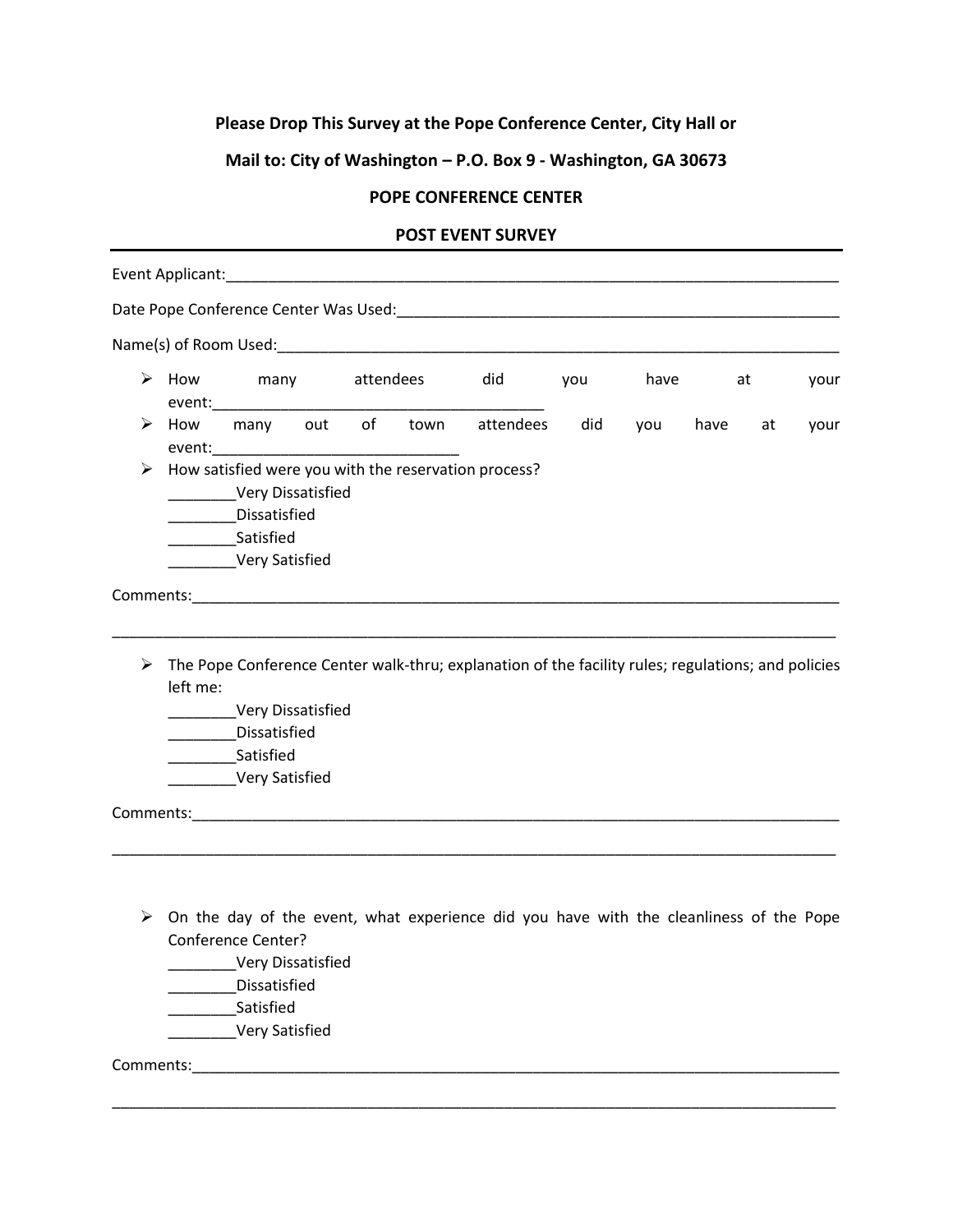**Please Drop This Survey at the Pope Conference Center, City Hall or**

**Mail to: City of Washington – P.O. Box 9 - Washington, GA 30673**

**POPE CONFERENCE CENTER**

**POST EVENT SURVEY**

---

Event Applicant:_______________________________________________________________________

Date Pope Conference Center Was Used:_____________________________________________

Name(s) of Room Used:__________________________________________________________________

- How many attendees did you have at your event:_______________________________________
- How many out of town attendees did you have at your event:_____________________________
- How satisfied were you with the reservation process?
  ________Very Dissatisfied
  ________Dissatisfied
  ________Satisfied
  ________Very Satisfied

Comments:_____________________________________________________________________________

_______________________________________________________________________________________

- The Pope Conference Center walk-thru; explanation of the facility rules; regulations; and policies left me:
  ________Very Dissatisfied
  ________Dissatisfied
  ________Satisfied
  ________Very Satisfied

Comments:_____________________________________________________________________________

_______________________________________________________________________________________

- On the day of the event, what experience did you have with the cleanliness of the Pope Conference Center?
  ________Very Dissatisfied
  ________Dissatisfied
  ________Satisfied
  ________Very Satisfied

Comments:_____________________________________________________________________________

_______________________________________________________________________________________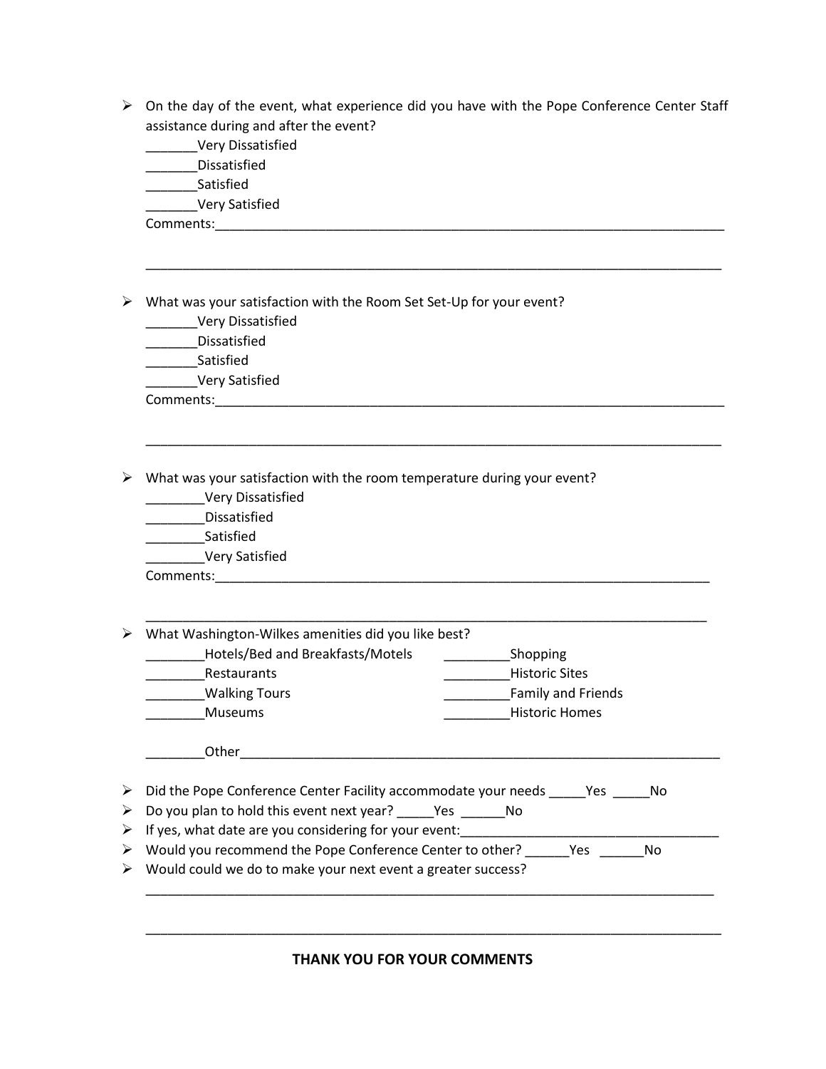- On the day of the event, what experience did you have with the Pope Conference Center Staff assistance during and after the event?

  _______Very Dissatisfied
  _______Dissatisfied
  _______Satisfied
  _______Very Satisfied
  Comments:_______________________________________________________________________

  _______________________________________________________________________________

- What was your satisfaction with the Room Set Set-Up for your event?

  _______Very Dissatisfied
  _______Dissatisfied
  _______Satisfied
  _______Very Satisfied
  Comments:_______________________________________________________________________

  _______________________________________________________________________________

- What was your satisfaction with the room temperature during your event?

  ________Very Dissatisfied
  ________Dissatisfied
  ________Satisfied
  ________Very Satisfied
  Comments:_____________________________________________________________________

  _____________________________________________________________________________

- What Washington-Wilkes amenities did you like best?

  ________Hotels/Bed and Breakfasts/Motels
  ________Restaurants
  ________Walking Tours
  ________Museums
  _________Shopping
  _________Historic Sites
  _________Family and Friends
  _________Historic Homes

  ________Other____________________________________________________________________

- Did the Pope Conference Center Facility accommodate your needs _____Yes _____No
- Do you plan to hold this event next year? _____Yes ______No
- If yes, what date are you considering for your event:___________________________________
- Would you recommend the Pope Conference Center to other? ______Yes ______No
- Would could we do to make your next event a greater success?

  _______________________________________________________________________________

  _______________________________________________________________________________

**THANK YOU FOR YOUR COMMENTS**